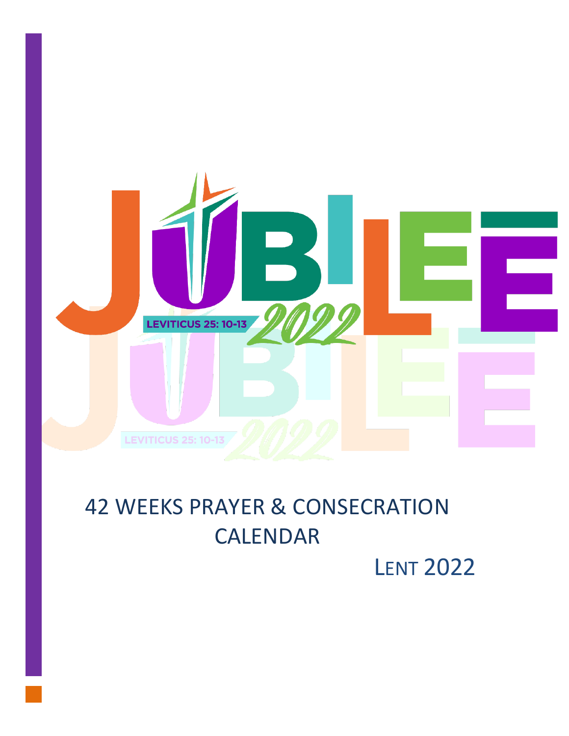# JUBILEE 2022

LEVITICUS 25: 10-13

42 WEEKS PRAYER & CONSECRATION CALENDAR

LENT 2022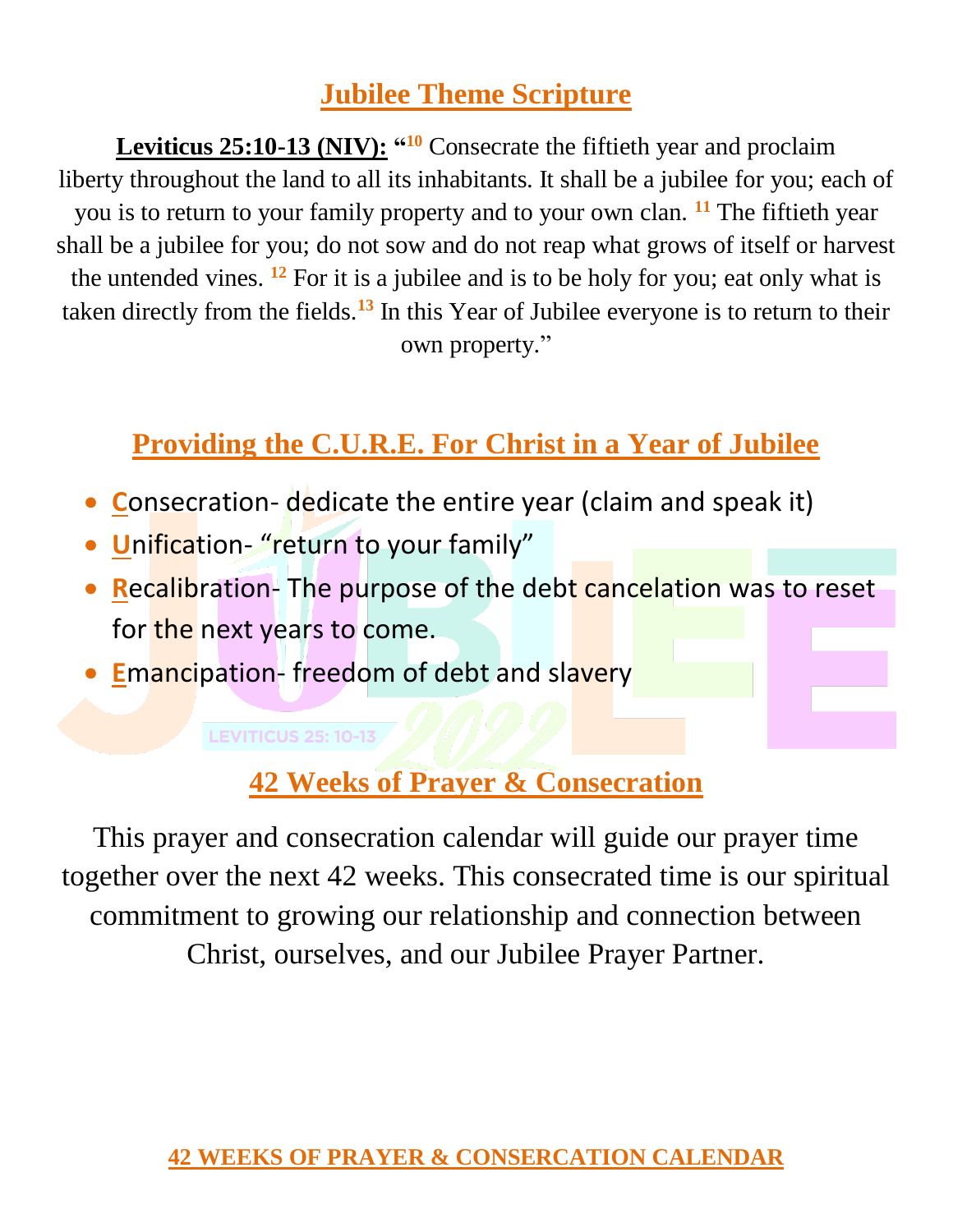## Jubilee Theme Scripture

**Leviticus 25:10-13 (NIV):** "[10] Consecrate the fiftieth year and proclaim liberty throughout the land to all its inhabitants. It shall be a jubilee for you; each of you is to return to your family property and to your own clan. [11] The fiftieth year shall be a jubilee for you; do not sow and do not reap what grows of itself or harvest the untended vines. [12] For it is a jubilee and is to be holy for you; eat only what is taken directly from the fields.[13] In this Year of Jubilee everyone is to return to their own property."

## Providing the C.U.R.E. For Christ in a Year of Jubilee

- **C**onsecration- dedicate the entire year (claim and speak it)
- **U**nification- "return to your family"
- **R**ecalibration- The purpose of the debt cancelation was to reset for the next years to come.
- **E**mancipation- freedom of debt and slavery

## 42 Weeks of Prayer & Consecration

This prayer and consecration calendar will guide our prayer time together over the next 42 weeks. This consecrated time is our spiritual commitment to growing our relationship and connection between Christ, ourselves, and our Jubilee Prayer Partner.

**42 WEEKS OF PRAYER & CONSERCATION CALENDAR**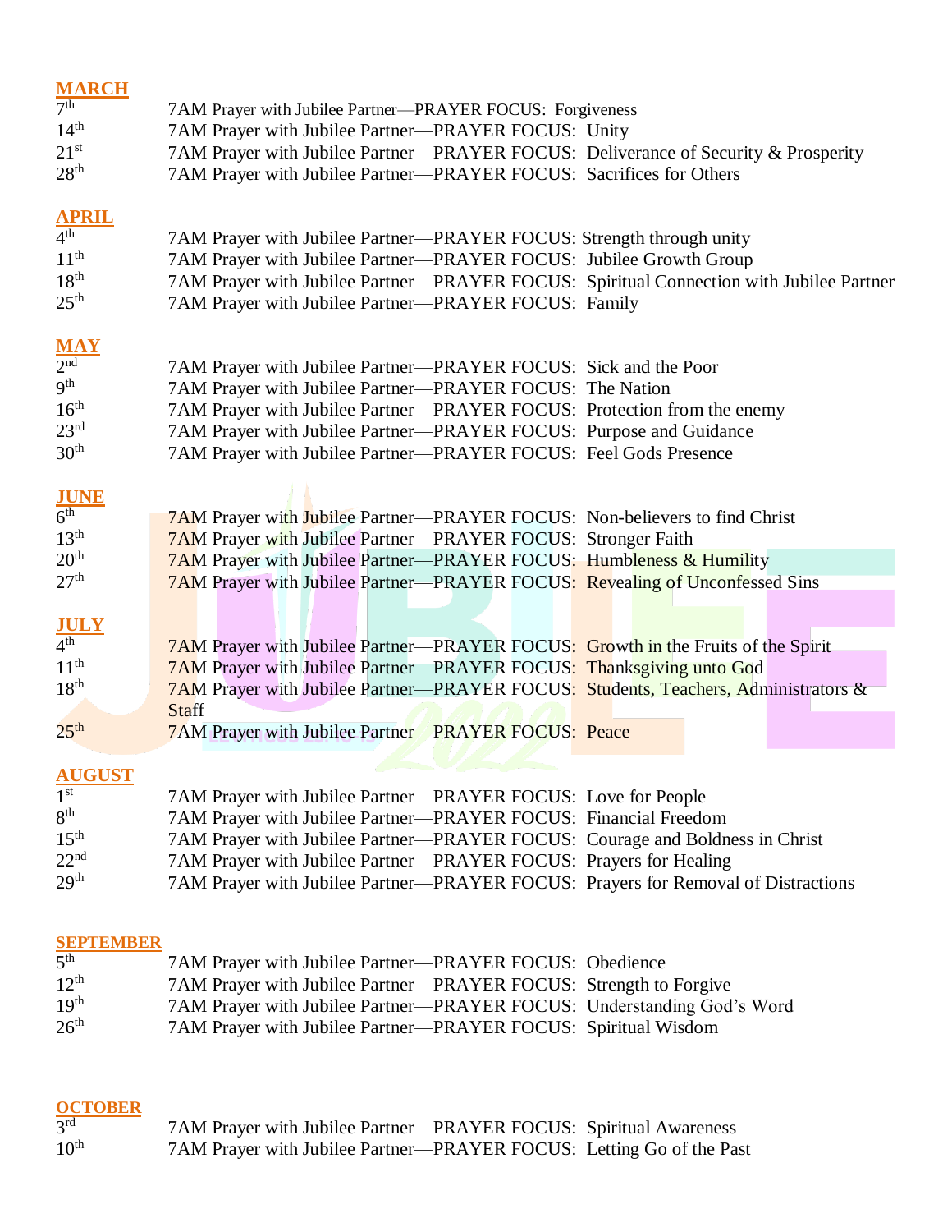**MARCH**

| | |
|---|---|
| 7th | 7AM Prayer with Jubilee Partner—PRAYER FOCUS: Forgiveness |
| 14th | 7AM Prayer with Jubilee Partner—PRAYER FOCUS: Unity |
| 21st | 7AM Prayer with Jubilee Partner—PRAYER FOCUS: Deliverance of Security & Prosperity |
| 28th | 7AM Prayer with Jubilee Partner—PRAYER FOCUS: Sacrifices for Others |

**APRIL**

| | |
|---|---|
| 4th | 7AM Prayer with Jubilee Partner—PRAYER FOCUS: Strength through unity |
| 11th | 7AM Prayer with Jubilee Partner—PRAYER FOCUS: Jubilee Growth Group |
| 18th | 7AM Prayer with Jubilee Partner—PRAYER FOCUS: Spiritual Connection with Jubilee Partner |
| 25th | 7AM Prayer with Jubilee Partner—PRAYER FOCUS: Family |

**MAY**

| | |
|---|---|
| 2nd | 7AM Prayer with Jubilee Partner—PRAYER FOCUS: Sick and the Poor |
| 9th | 7AM Prayer with Jubilee Partner—PRAYER FOCUS: The Nation |
| 16th | 7AM Prayer with Jubilee Partner—PRAYER FOCUS: Protection from the enemy |
| 23rd | 7AM Prayer with Jubilee Partner—PRAYER FOCUS: Purpose and Guidance |
| 30th | 7AM Prayer with Jubilee Partner—PRAYER FOCUS: Feel Gods Presence |

**JUNE**

| | |
|---|---|
| 6th | 7AM Prayer with Jubilee Partner—PRAYER FOCUS: Non-believers to find Christ |
| 13th | 7AM Prayer with Jubilee Partner—PRAYER FOCUS: Stronger Faith |
| 20th | 7AM Prayer with Jubilee Partner—PRAYER FOCUS: Humbleness & Humility |
| 27th | 7AM Prayer with Jubilee Partner—PRAYER FOCUS: Revealing of Unconfessed Sins |

**JULY**

| | |
|---|---|
| 4th | 7AM Prayer with Jubilee Partner—PRAYER FOCUS: Growth in the Fruits of the Spirit |
| 11th | 7AM Prayer with Jubilee Partner—PRAYER FOCUS: Thanksgiving unto God |
| 18th | 7AM Prayer with Jubilee Partner—PRAYER FOCUS: Students, Teachers, Administrators & Staff |
| 25th | 7AM Prayer with Jubilee Partner—PRAYER FOCUS: Peace |

**AUGUST**

| | |
|---|---|
| 1st | 7AM Prayer with Jubilee Partner—PRAYER FOCUS: Love for People |
| 8th | 7AM Prayer with Jubilee Partner—PRAYER FOCUS: Financial Freedom |
| 15th | 7AM Prayer with Jubilee Partner—PRAYER FOCUS: Courage and Boldness in Christ |
| 22nd | 7AM Prayer with Jubilee Partner—PRAYER FOCUS: Prayers for Healing |
| 29th | 7AM Prayer with Jubilee Partner—PRAYER FOCUS: Prayers for Removal of Distractions |

**SEPTEMBER**

| | |
|---|---|
| 5th | 7AM Prayer with Jubilee Partner—PRAYER FOCUS: Obedience |
| 12th | 7AM Prayer with Jubilee Partner—PRAYER FOCUS: Strength to Forgive |
| 19th | 7AM Prayer with Jubilee Partner—PRAYER FOCUS: Understanding God's Word |
| 26th | 7AM Prayer with Jubilee Partner—PRAYER FOCUS: Spiritual Wisdom |

**OCTOBER**

| | |
|---|---|
| 3rd | 7AM Prayer with Jubilee Partner—PRAYER FOCUS: Spiritual Awareness |
| 10th | 7AM Prayer with Jubilee Partner—PRAYER FOCUS: Letting Go of the Past |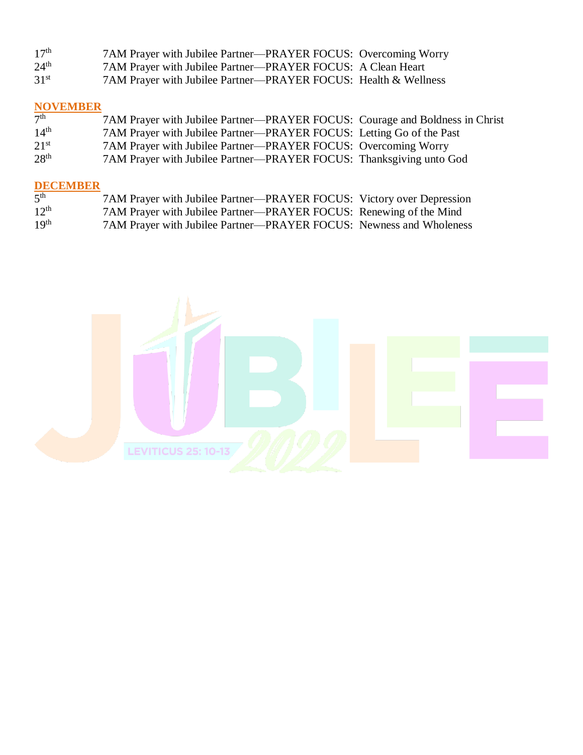17th 7AM Prayer with Jubilee Partner—PRAYER FOCUS: Overcoming Worry
24th 7AM Prayer with Jubilee Partner—PRAYER FOCUS: A Clean Heart
31st 7AM Prayer with Jubilee Partner—PRAYER FOCUS: Health & Wellness

## NOVEMBER

7th 7AM Prayer with Jubilee Partner—PRAYER FOCUS: Courage and Boldness in Christ
14th 7AM Prayer with Jubilee Partner—PRAYER FOCUS: Letting Go of the Past
21st 7AM Prayer with Jubilee Partner—PRAYER FOCUS: Overcoming Worry
28th 7AM Prayer with Jubilee Partner—PRAYER FOCUS: Thanksgiving unto God

## DECEMBER

5th 7AM Prayer with Jubilee Partner—PRAYER FOCUS: Victory over Depression
12th 7AM Prayer with Jubilee Partner—PRAYER FOCUS: Renewing of the Mind
19th 7AM Prayer with Jubilee Partner—PRAYER FOCUS: Newness and Wholeness

JUBILEE
LEVITICUS 25: 10-13
2022